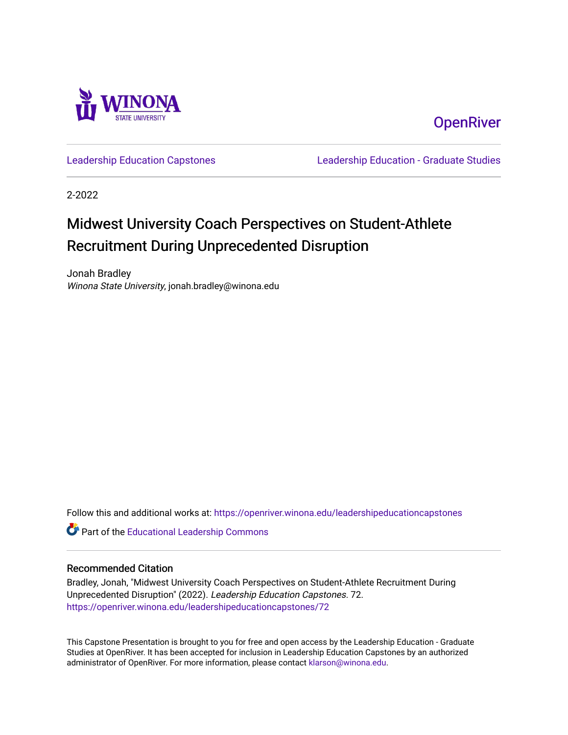Winona State University

OpenRiver

Leadership Education Capstones

Leadership Education - Graduate Studies

2-2022

# Midwest University Coach Perspectives on Student-Athlete Recruitment During Unprecedented Disruption

Jonah Bradley
*Winona State University*, jonah.bradley@winona.edu

Follow this and additional works at: https://openriver.winona.edu/leadershipeducationcapstones

Part of the Educational Leadership Commons

## Recommended Citation

Bradley, Jonah, "Midwest University Coach Perspectives on Student-Athlete Recruitment During Unprecedented Disruption" (2022). *Leadership Education Capstones*. 72.
https://openriver.winona.edu/leadershipeducationcapstones/72

This Capstone Presentation is brought to you for free and open access by the Leadership Education - Graduate Studies at OpenRiver. It has been accepted for inclusion in Leadership Education Capstones by an authorized administrator of OpenRiver. For more information, please contact klarson@winona.edu.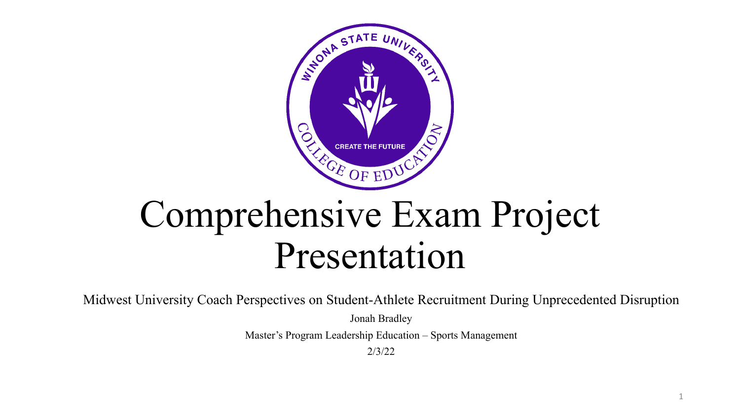# Comprehensive Exam Project Presentation

Midwest University Coach Perspectives on Student-Athlete Recruitment During Unprecedented Disruption

Jonah Bradley

Master's Program Leadership Education – Sports Management

2/3/22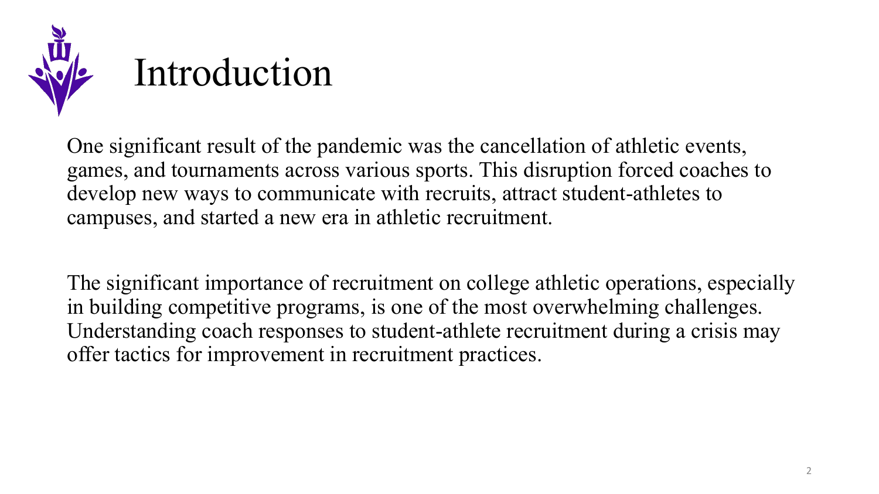# Introduction

One significant result of the pandemic was the cancellation of athletic events, games, and tournaments across various sports. This disruption forced coaches to develop new ways to communicate with recruits, attract student-athletes to campuses, and started a new era in athletic recruitment.

The significant importance of recruitment on college athletic operations, especially in building competitive programs, is one of the most overwhelming challenges. Understanding coach responses to student-athlete recruitment during a crisis may offer tactics for improvement in recruitment practices.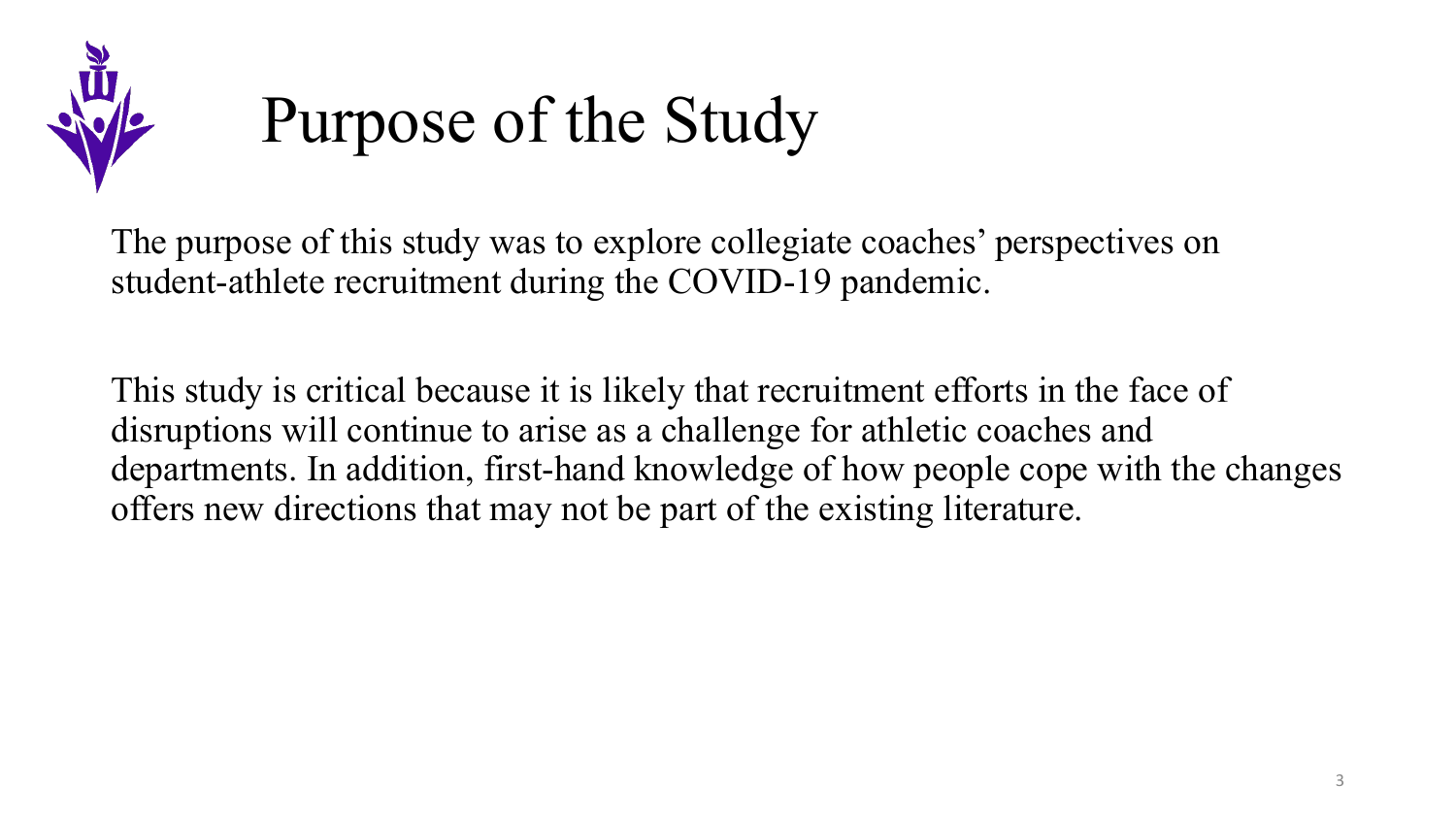# Purpose of the Study

The purpose of this study was to explore collegiate coaches' perspectives on student-athlete recruitment during the COVID-19 pandemic.

This study is critical because it is likely that recruitment efforts in the face of disruptions will continue to arise as a challenge for athletic coaches and departments. In addition, first-hand knowledge of how people cope with the changes offers new directions that may not be part of the existing literature.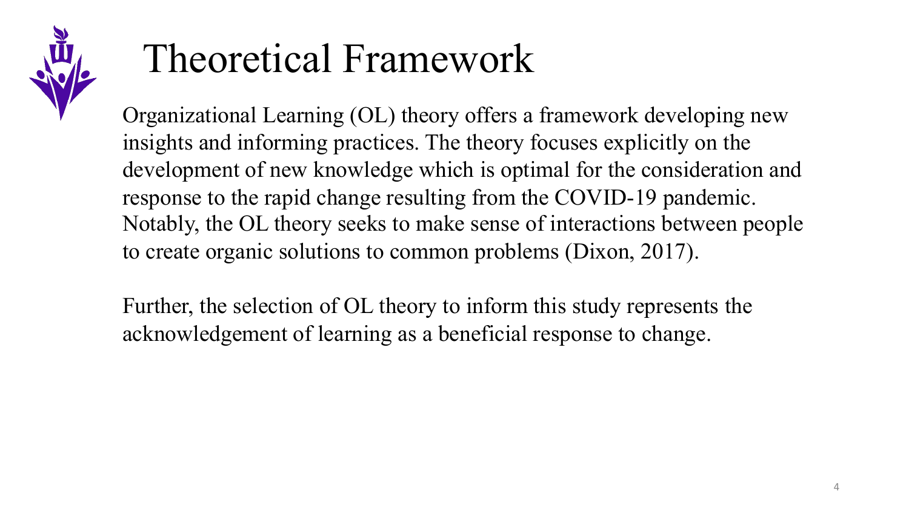# Theoretical Framework

Organizational Learning (OL) theory offers a framework developing new insights and informing practices. The theory focuses explicitly on the development of new knowledge which is optimal for the consideration and response to the rapid change resulting from the COVID-19 pandemic. Notably, the OL theory seeks to make sense of interactions between people to create organic solutions to common problems (Dixon, 2017).

Further, the selection of OL theory to inform this study represents the acknowledgement of learning as a beneficial response to change.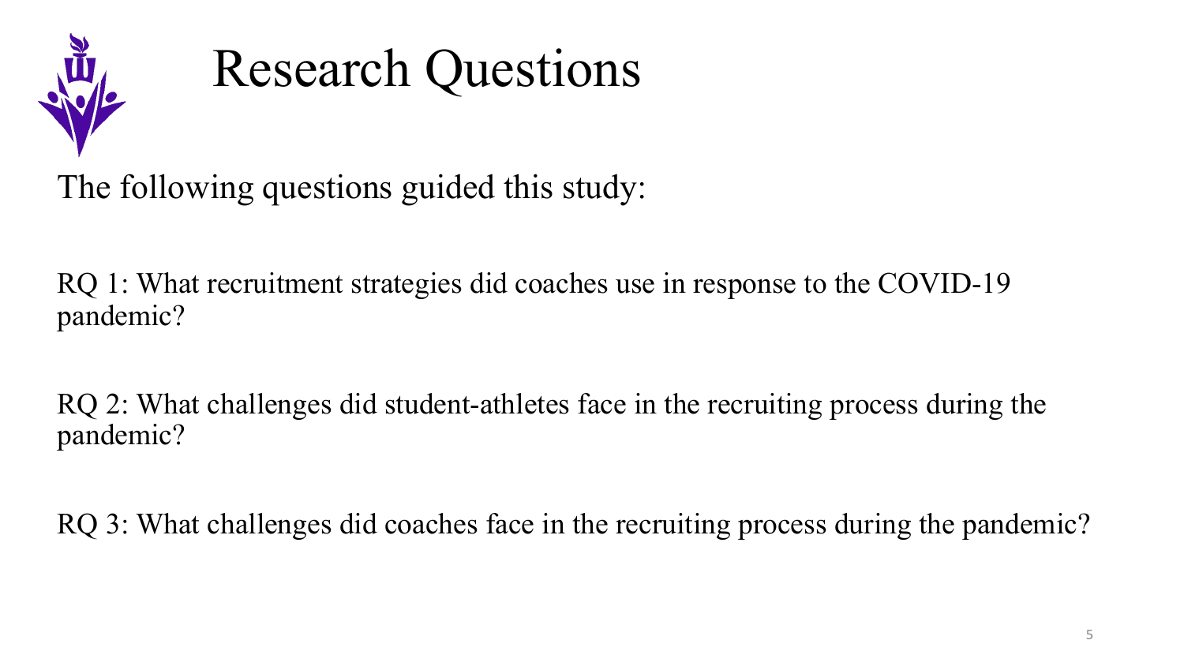# Research Questions

The following questions guided this study:

RQ 1: What recruitment strategies did coaches use in response to the COVID-19 pandemic?

RQ 2: What challenges did student-athletes face in the recruiting process during the pandemic?

RQ 3: What challenges did coaches face in the recruiting process during the pandemic?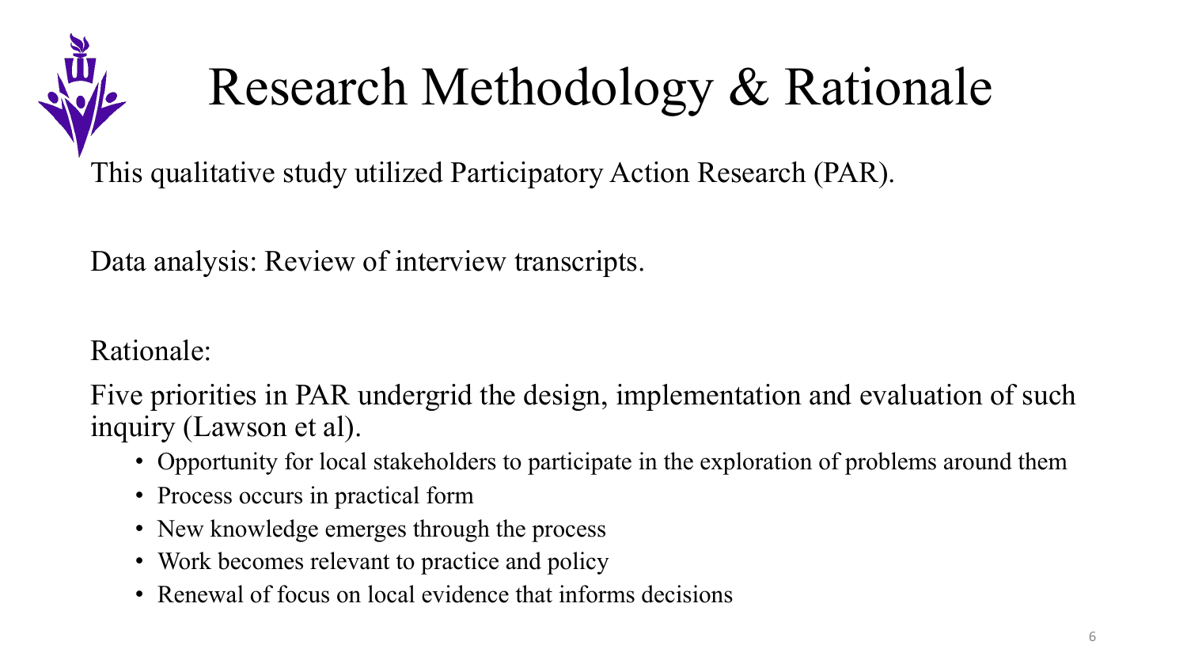# Research Methodology & Rationale

This qualitative study utilized Participatory Action Research (PAR).

Data analysis: Review of interview transcripts.

Rationale:

Five priorities in PAR undergrid the design, implementation and evaluation of such inquiry (Lawson et al).

- Opportunity for local stakeholders to participate in the exploration of problems around them
- Process occurs in practical form
- New knowledge emerges through the process
- Work becomes relevant to practice and policy
- Renewal of focus on local evidence that informs decisions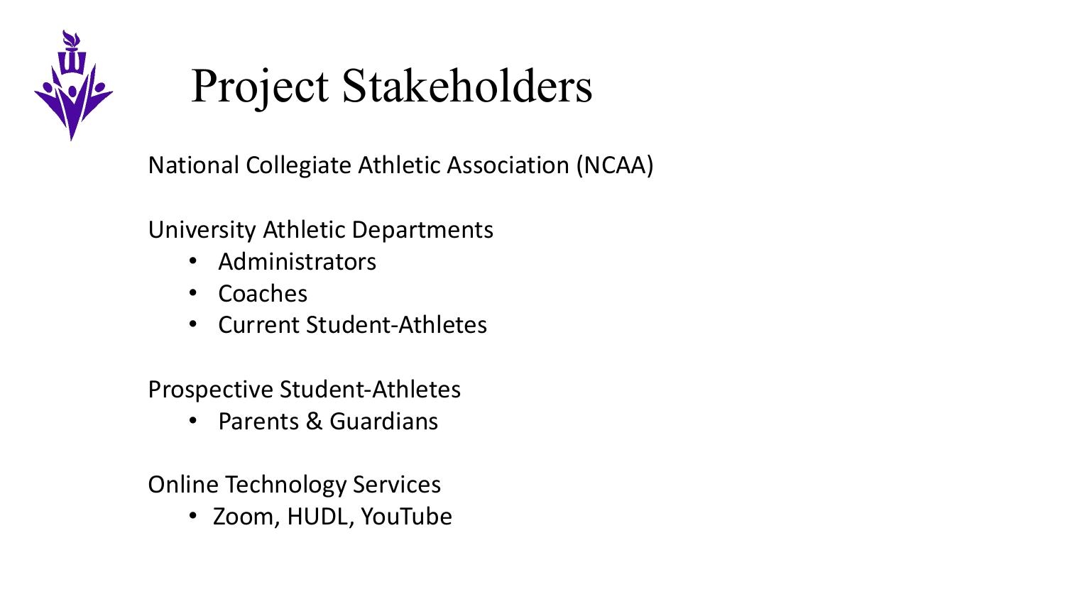# Project Stakeholders

National Collegiate Athletic Association (NCAA)

University Athletic Departments

- Administrators
- Coaches
- Current Student-Athletes

Prospective Student-Athletes

- Parents & Guardians

Online Technology Services

- Zoom, HUDL, YouTube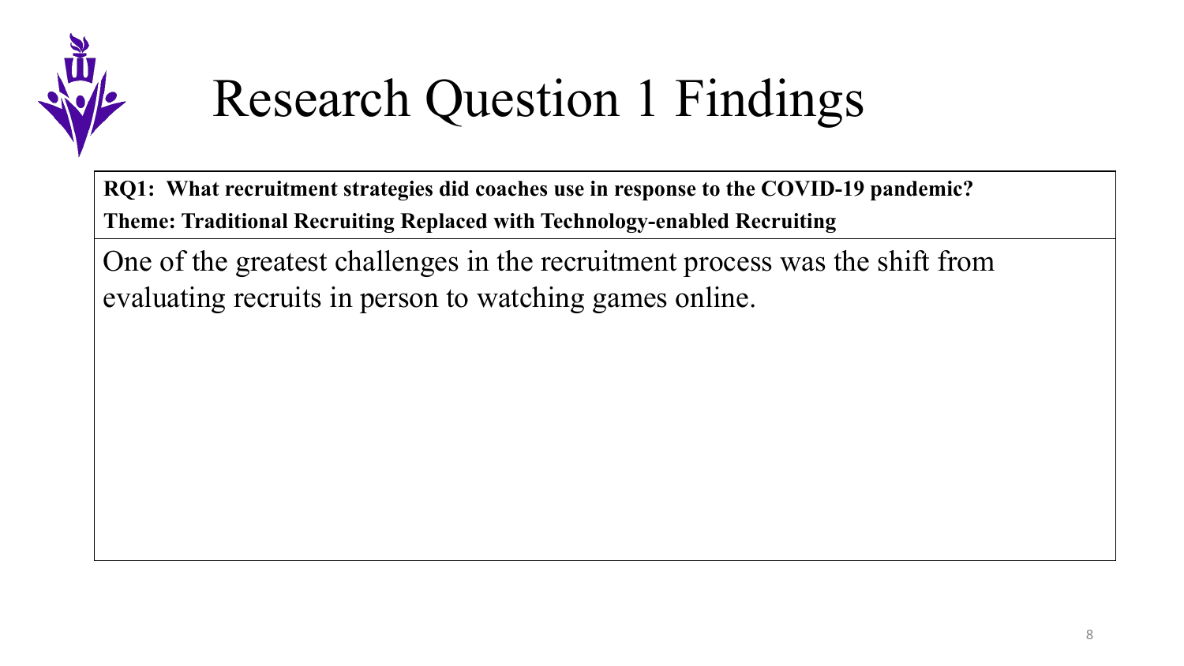# Research Question 1 Findings

**RQ1: What recruitment strategies did coaches use in response to the COVID-19 pandemic?**

**Theme: Traditional Recruiting Replaced with Technology-enabled Recruiting**

One of the greatest challenges in the recruitment process was the shift from evaluating recruits in person to watching games online.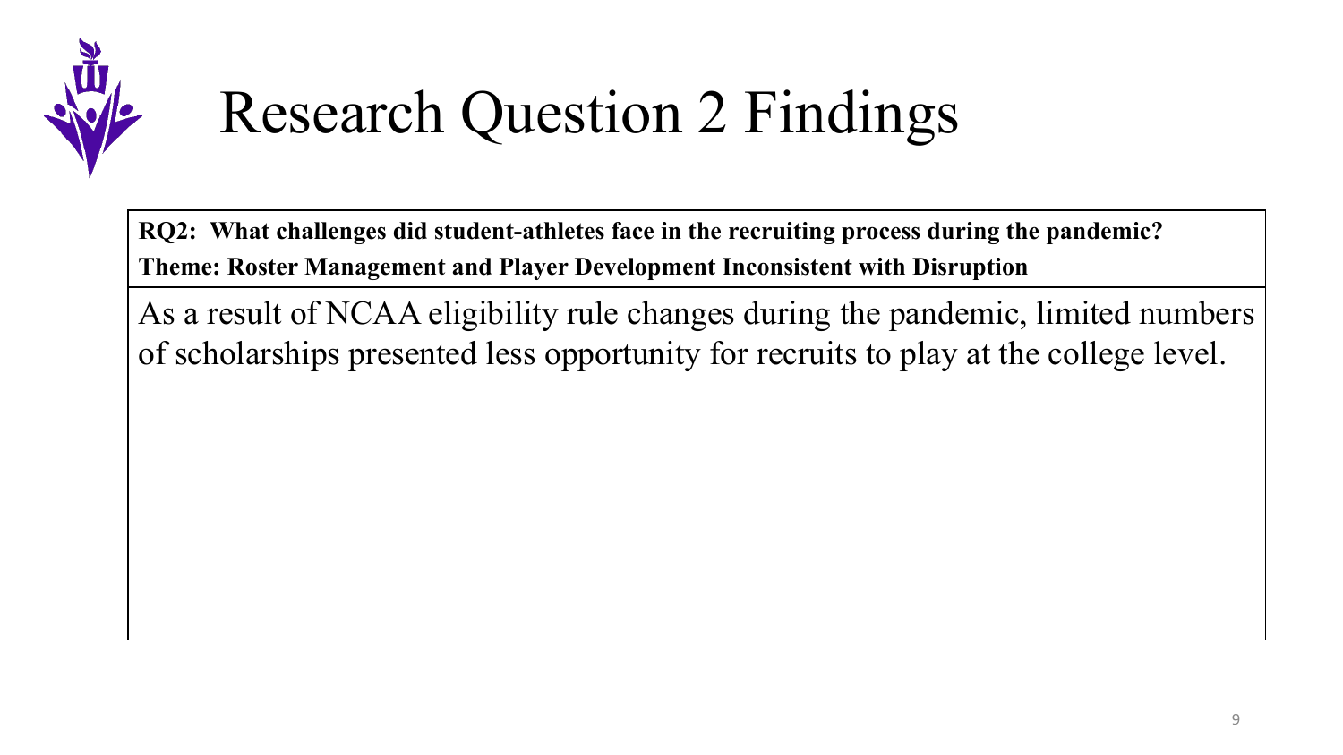# Research Question 2 Findings

**RQ2: What challenges did student-athletes face in the recruiting process during the pandemic?**
**Theme: Roster Management and Player Development Inconsistent with Disruption**

As a result of NCAA eligibility rule changes during the pandemic, limited numbers of scholarships presented less opportunity for recruits to play at the college level.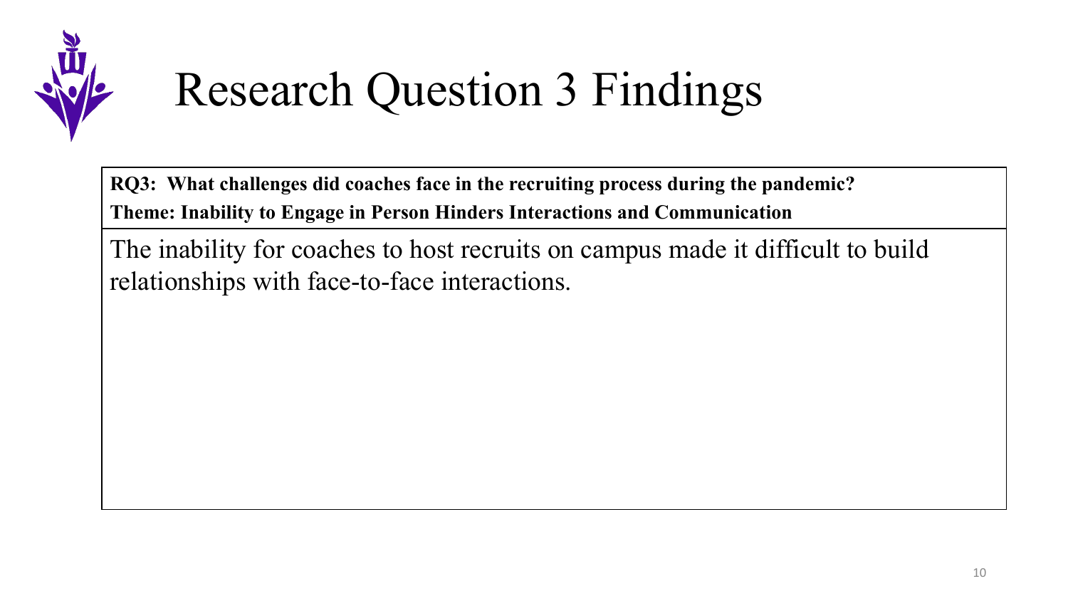# Research Question 3 Findings

**RQ3: What challenges did coaches face in the recruiting process during the pandemic?**
**Theme: Inability to Engage in Person Hinders Interactions and Communication**

The inability for coaches to host recruits on campus made it difficult to build relationships with face-to-face interactions.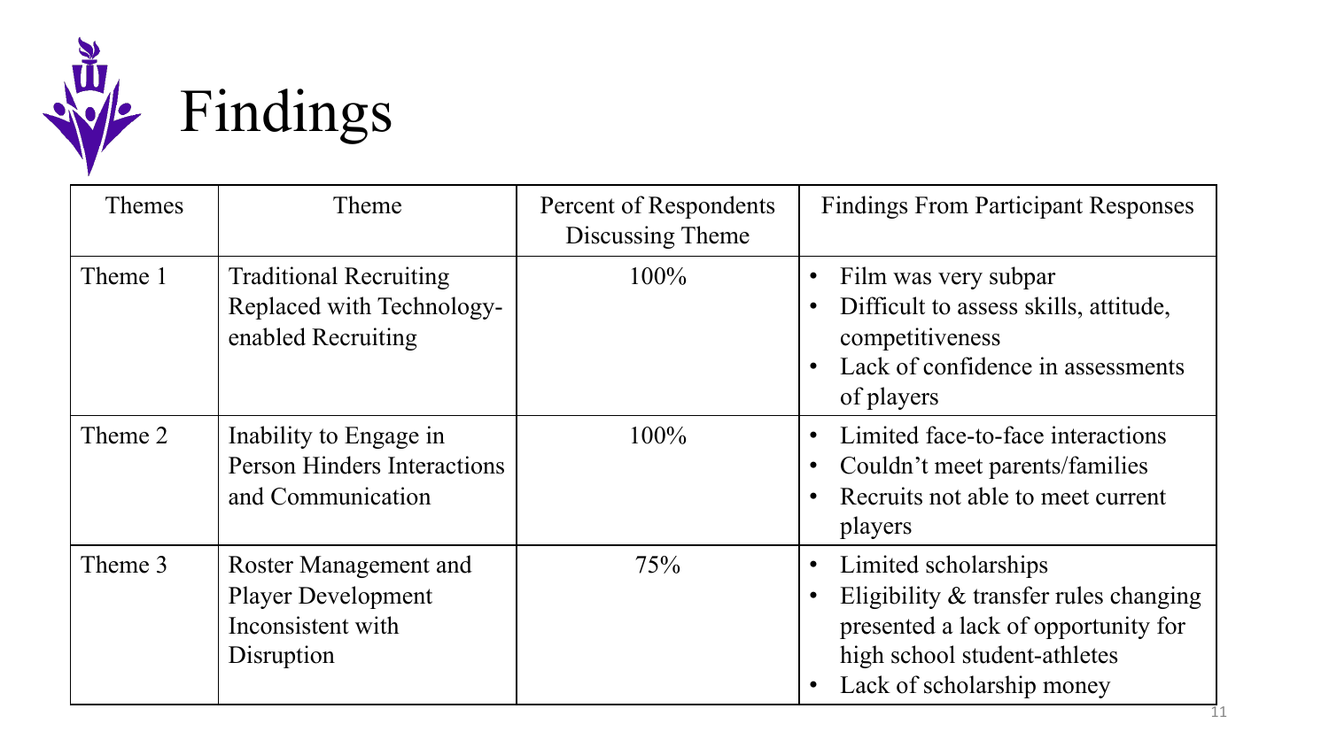# Findings

| Themes | Theme | Percent of Respondents Discussing Theme | Findings From Participant Responses |
| --- | --- | --- | --- |
| Theme 1 | Traditional Recruiting Replaced with Technology-enabled Recruiting | 100% | • Film was very subpar<br>• Difficult to assess skills, attitude, competitiveness<br>• Lack of confidence in assessments of players |
| Theme 2 | Inability to Engage in Person Hinders Interactions and Communication | 100% | • Limited face-to-face interactions<br>• Couldn't meet parents/families<br>• Recruits not able to meet current players |
| Theme 3 | Roster Management and Player Development Inconsistent with Disruption | 75% | • Limited scholarships<br>• Eligibility & transfer rules changing presented a lack of opportunity for high school student-athletes<br>• Lack of scholarship money |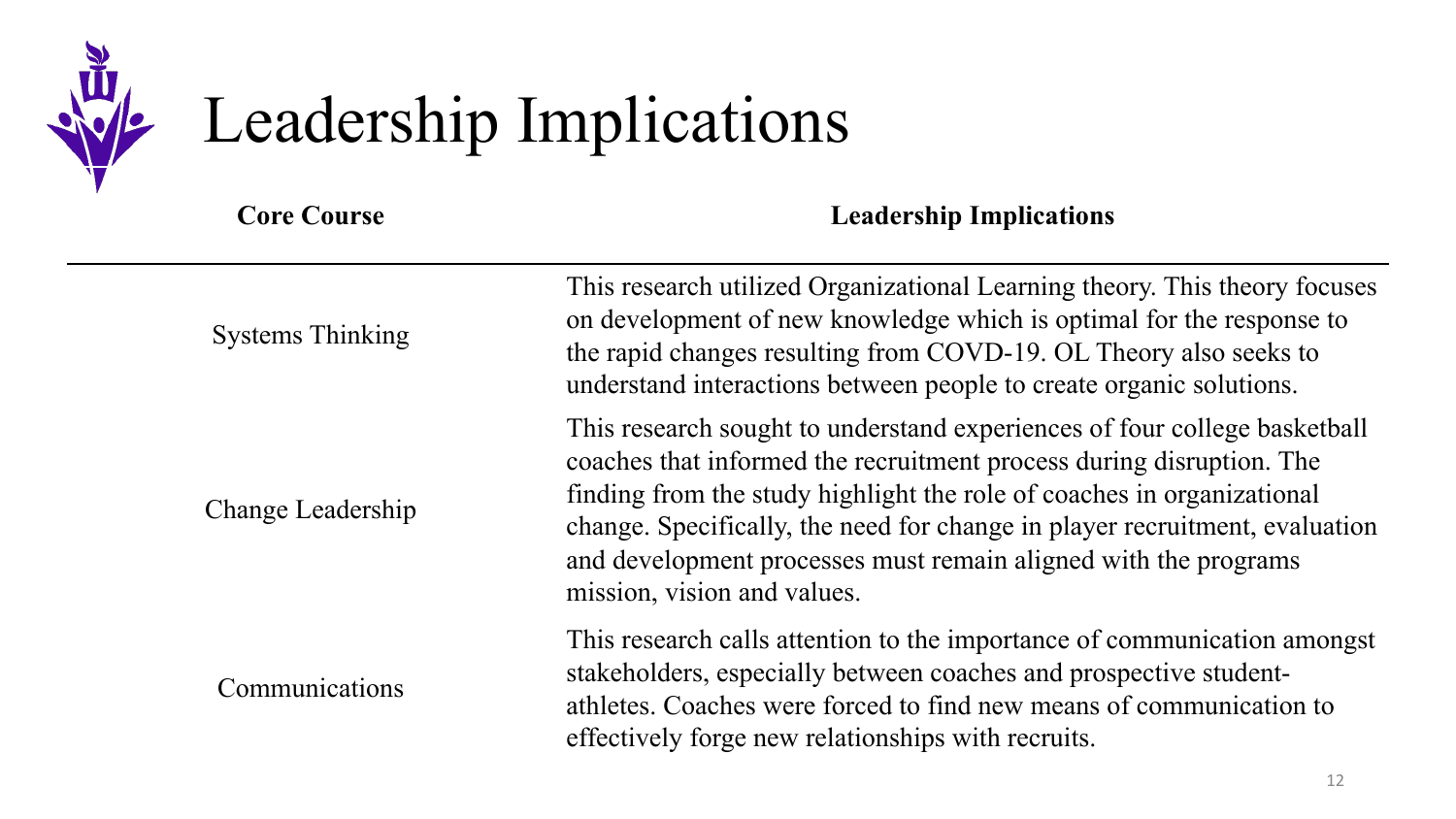# Leadership Implications

| Core Course | Leadership Implications |
| --- | --- |
| Systems Thinking | This research utilized Organizational Learning theory. This theory focuses on development of new knowledge which is optimal for the response to the rapid changes resulting from COVD-19. OL Theory also seeks to understand interactions between people to create organic solutions. |
| Change Leadership | This research sought to understand experiences of four college basketball coaches that informed the recruitment process during disruption. The finding from the study highlight the role of coaches in organizational change. Specifically, the need for change in player recruitment, evaluation and development processes must remain aligned with the programs mission, vision and values. |
| Communications | This research calls attention to the importance of communication amongst stakeholders, especially between coaches and prospective student-athletes. Coaches were forced to find new means of communication to effectively forge new relationships with recruits. |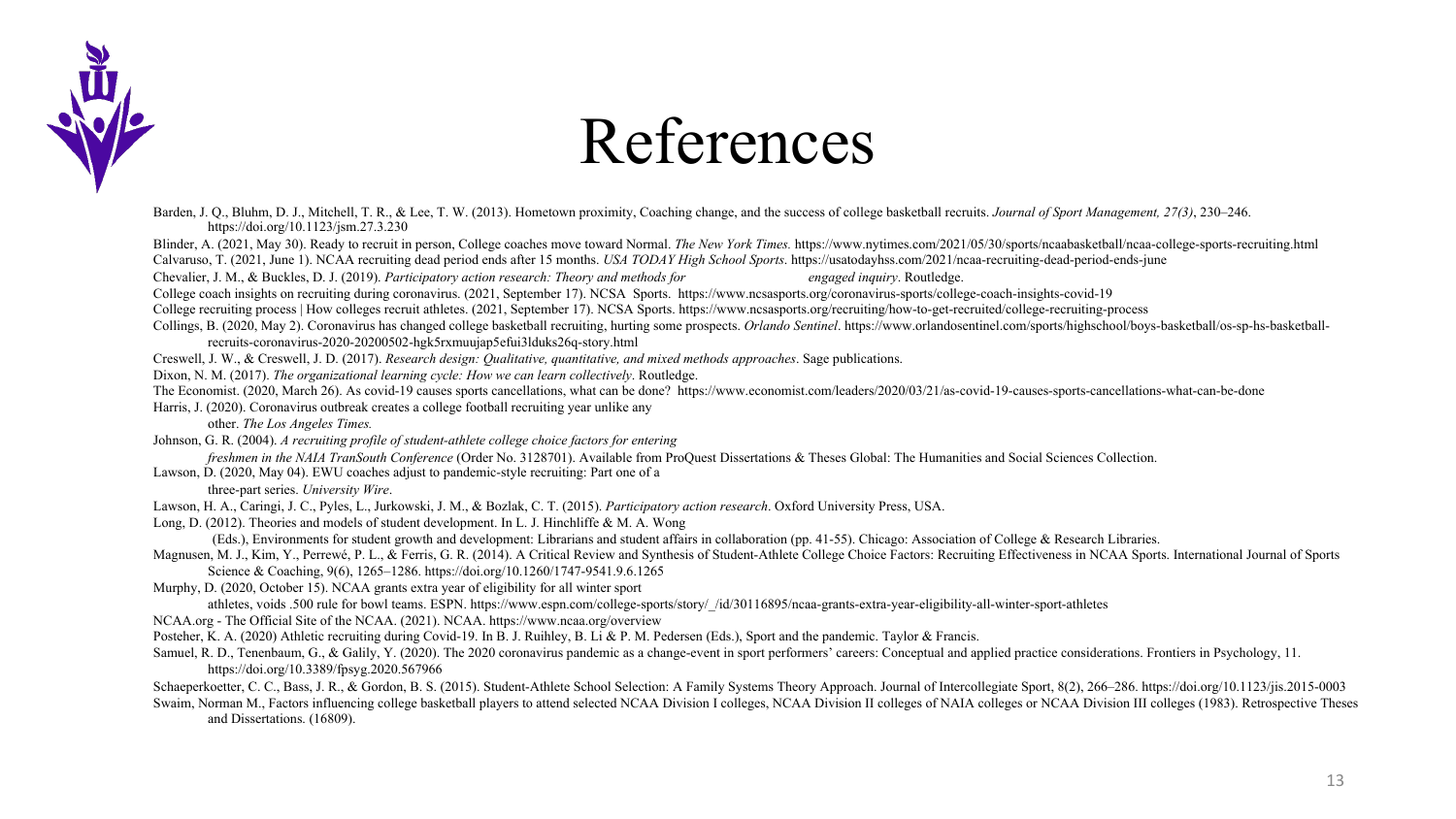# References

Barden, J. Q., Bluhm, D. J., Mitchell, T. R., & Lee, T. W. (2013). Hometown proximity, Coaching change, and the success of college basketball recruits. *Journal of Sport Management, 27(3)*, 230–246. https://doi.org/10.1123/jsm.27.3.230

Blinder, A. (2021, May 30). Ready to recruit in person, College coaches move toward Normal. *The New York Times.* https://www.nytimes.com/2021/05/30/sports/ncaabasketball/ncaa-college-sports-recruiting.html

Calvaruso, T. (2021, June 1). NCAA recruiting dead period ends after 15 months. *USA TODAY High School Sports*. https://usatodayhss.com/2021/ncaa-recruiting-dead-period-ends-june

Chevalier, J. M., & Buckles, D. J. (2019). *Participatory action research: Theory and methods for engaged inquiry*. Routledge.

College coach insights on recruiting during coronavirus. (2021, September 17). NCSA Sports. https://www.ncsasports.org/coronavirus-sports/college-coach-insights-covid-19

College recruiting process | How colleges recruit athletes. (2021, September 17). NCSA Sports. https://www.ncsasports.org/recruiting/how-to-get-recruited/college-recruiting-process

Collings, B. (2020, May 2). Coronavirus has changed college basketball recruiting, hurting some prospects. *Orlando Sentinel*. https://www.orlandosentinel.com/sports/highschool/boys-basketball/os-sp-hs-basketball-recruits-coronavirus-2020-20200502-hgk5rxmuujap5efui3lduks26q-story.html

Creswell, J. W., & Creswell, J. D. (2017). *Research design: Qualitative, quantitative, and mixed methods approaches*. Sage publications.

Dixon, N. M. (2017). *The organizational learning cycle: How we can learn collectively*. Routledge.

The Economist. (2020, March 26). As covid-19 causes sports cancellations, what can be done? https://www.economist.com/leaders/2020/03/21/as-covid-19-causes-sports-cancellations-what-can-be-done

Harris, J. (2020). Coronavirus outbreak creates a college football recruiting year unlike any other. *The Los Angeles Times.*

Johnson, G. R. (2004). *A recruiting profile of student-athlete college choice factors for entering freshmen in the NAIA TranSouth Conference* (Order No. 3128701). Available from ProQuest Dissertations & Theses Global: The Humanities and Social Sciences Collection.

Lawson, D. (2020, May 04). EWU coaches adjust to pandemic-style recruiting: Part one of a three-part series. *University Wire*.

Lawson, H. A., Caringi, J. C., Pyles, L., Jurkowski, J. M., & Bozlak, C. T. (2015). *Participatory action research*. Oxford University Press, USA.

Long, D. (2012). Theories and models of student development. In L. J. Hinchliffe & M. A. Wong (Eds.), Environments for student growth and development: Librarians and student affairs in collaboration (pp. 41-55). Chicago: Association of College & Research Libraries.

Magnusen, M. J., Kim, Y., Perrewé, P. L., & Ferris, G. R. (2014). A Critical Review and Synthesis of Student-Athlete College Choice Factors: Recruiting Effectiveness in NCAA Sports. International Journal of Sports Science & Coaching, 9(6), 1265–1286. https://doi.org/10.1260/1747-9541.9.6.1265

Murphy, D. (2020, October 15). NCAA grants extra year of eligibility for all winter sport athletes, voids .500 rule for bowl teams. ESPN. https://www.espn.com/college-sports/story/_/id/30116895/ncaa-grants-extra-year-eligibility-all-winter-sport-athletes

NCAA.org - The Official Site of the NCAA. (2021). NCAA. https://www.ncaa.org/overview

Posteher, K. A. (2020) Athletic recruiting during Covid-19. In B. J. Ruihley, B. Li & P. M. Pedersen (Eds.), Sport and the pandemic. Taylor & Francis.

Samuel, R. D., Tenenbaum, G., & Galily, Y. (2020). The 2020 coronavirus pandemic as a change-event in sport performers' careers: Conceptual and applied practice considerations. Frontiers in Psychology, 11. https://doi.org/10.3389/fpsyg.2020.567966

Schaeperkoetter, C. C., Bass, J. R., & Gordon, B. S. (2015). Student-Athlete School Selection: A Family Systems Theory Approach. Journal of Intercollegiate Sport, 8(2), 266–286. https://doi.org/10.1123/jis.2015-0003

Swaim, Norman M., Factors influencing college basketball players to attend selected NCAA Division I colleges, NCAA Division II colleges of NAIA colleges or NCAA Division III colleges (1983). Retrospective Theses and Dissertations. (16809).